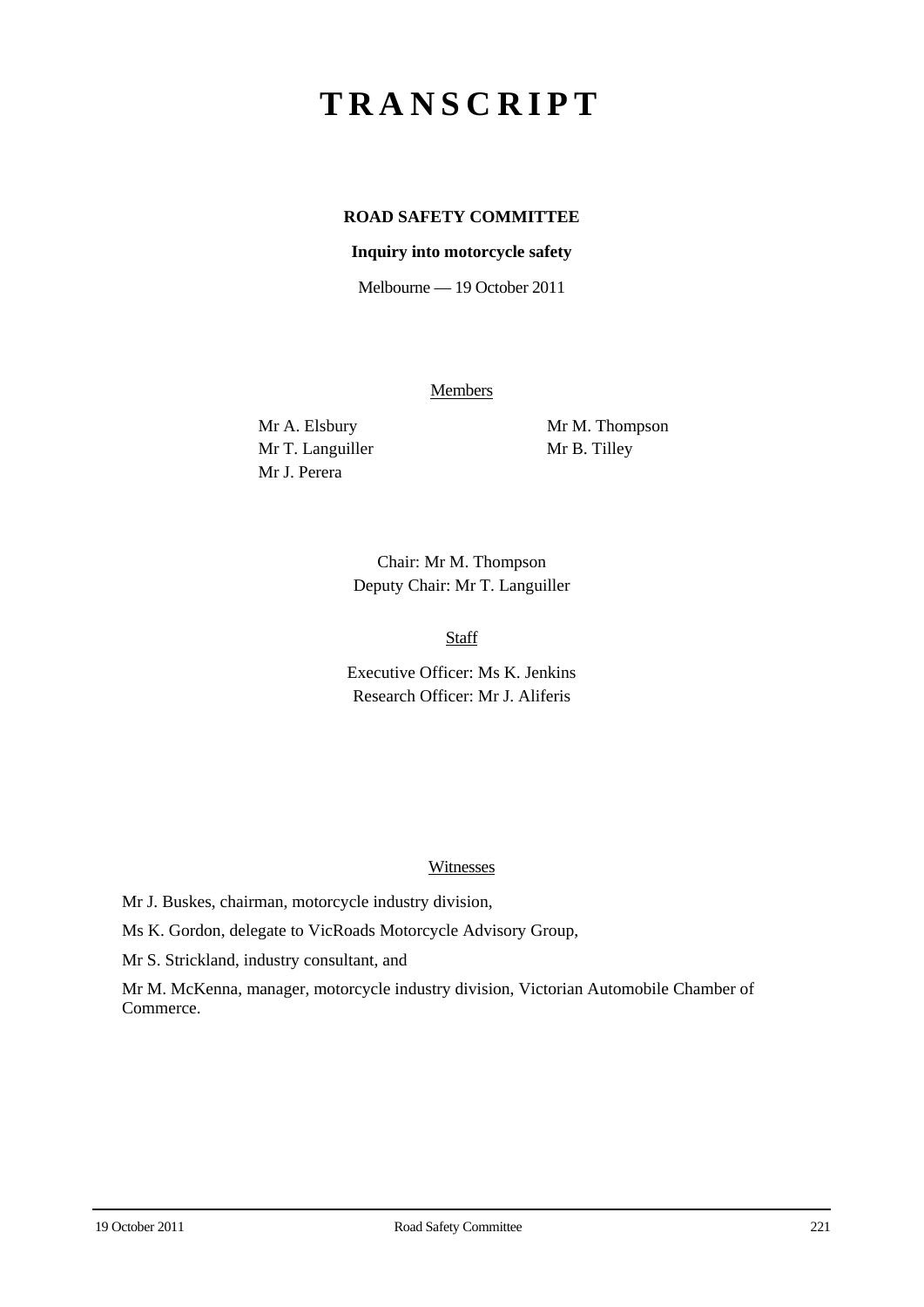# TRANSCRIPT

**ROAD SAFETY COMMITTEE**

**Inquiry into motorcycle safety**

Melbourne — 19 October 2011

Members

Mr A. Elsbury
Mr T. Languiller
Mr J. Perera
Mr M. Thompson
Mr B. Tilley

Chair: Mr M. Thompson
Deputy Chair: Mr T. Languiller

Staff

Executive Officer: Ms K. Jenkins
Research Officer: Mr J. Aliferis

Witnesses

Mr J. Buskes, chairman, motorcycle industry division,

Ms K. Gordon, delegate to VicRoads Motorcycle Advisory Group,

Mr S. Strickland, industry consultant, and

Mr M. McKenna, manager, motorcycle industry division, Victorian Automobile Chamber of Commerce.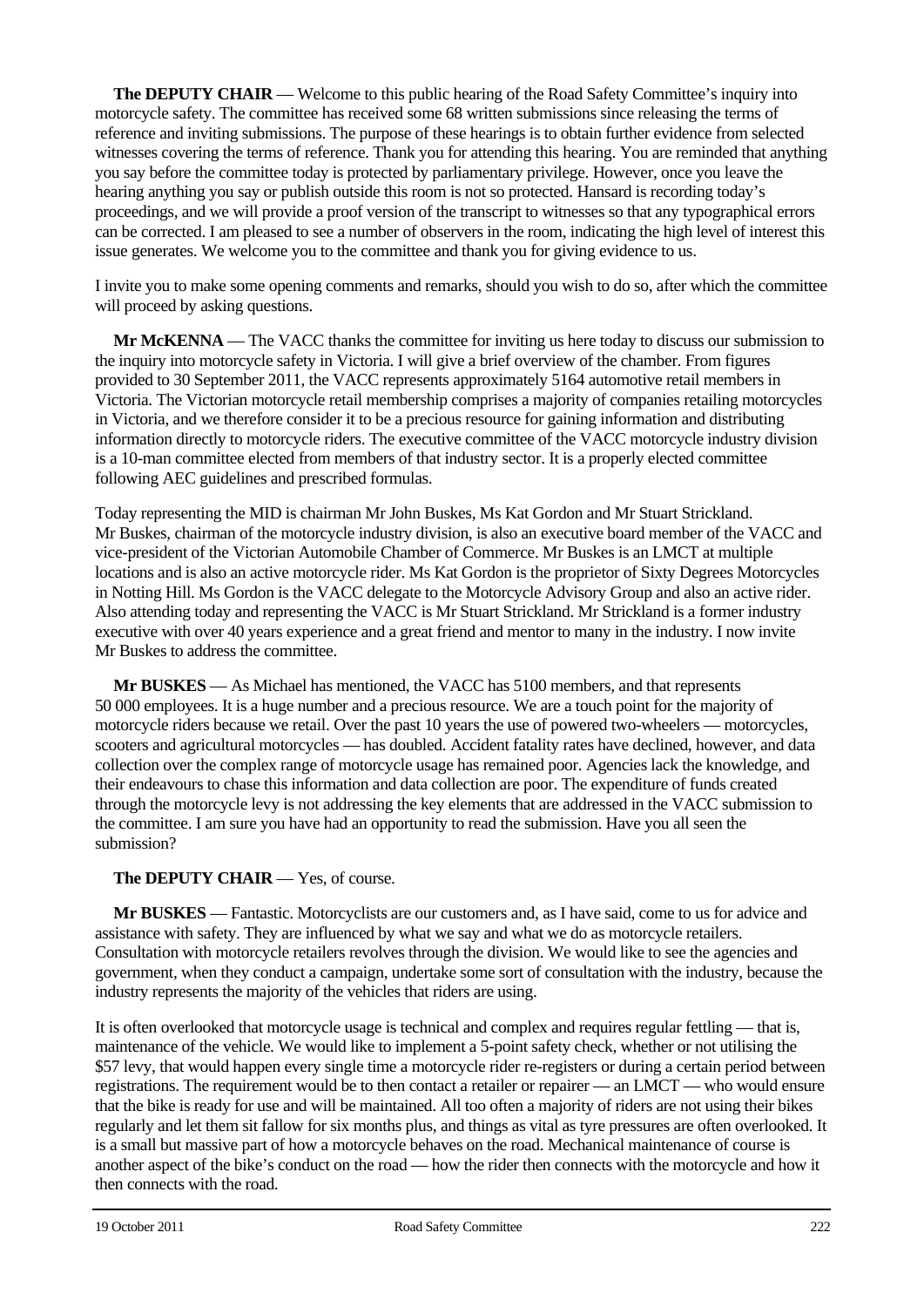**The DEPUTY CHAIR** — Welcome to this public hearing of the Road Safety Committee's inquiry into motorcycle safety. The committee has received some 68 written submissions since releasing the terms of reference and inviting submissions. The purpose of these hearings is to obtain further evidence from selected witnesses covering the terms of reference. Thank you for attending this hearing. You are reminded that anything you say before the committee today is protected by parliamentary privilege. However, once you leave the hearing anything you say or publish outside this room is not so protected. Hansard is recording today's proceedings, and we will provide a proof version of the transcript to witnesses so that any typographical errors can be corrected. I am pleased to see a number of observers in the room, indicating the high level of interest this issue generates. We welcome you to the committee and thank you for giving evidence to us.

I invite you to make some opening comments and remarks, should you wish to do so, after which the committee will proceed by asking questions.

**Mr McKENNA** — The VACC thanks the committee for inviting us here today to discuss our submission to the inquiry into motorcycle safety in Victoria. I will give a brief overview of the chamber. From figures provided to 30 September 2011, the VACC represents approximately 5164 automotive retail members in Victoria. The Victorian motorcycle retail membership comprises a majority of companies retailing motorcycles in Victoria, and we therefore consider it to be a precious resource for gaining information and distributing information directly to motorcycle riders. The executive committee of the VACC motorcycle industry division is a 10-man committee elected from members of that industry sector. It is a properly elected committee following AEC guidelines and prescribed formulas.

Today representing the MID is chairman Mr John Buskes, Ms Kat Gordon and Mr Stuart Strickland. Mr Buskes, chairman of the motorcycle industry division, is also an executive board member of the VACC and vice-president of the Victorian Automobile Chamber of Commerce. Mr Buskes is an LMCT at multiple locations and is also an active motorcycle rider. Ms Kat Gordon is the proprietor of Sixty Degrees Motorcycles in Notting Hill. Ms Gordon is the VACC delegate to the Motorcycle Advisory Group and also an active rider. Also attending today and representing the VACC is Mr Stuart Strickland. Mr Strickland is a former industry executive with over 40 years experience and a great friend and mentor to many in the industry. I now invite Mr Buskes to address the committee.

**Mr BUSKES** — As Michael has mentioned, the VACC has 5100 members, and that represents 50 000 employees. It is a huge number and a precious resource. We are a touch point for the majority of motorcycle riders because we retail. Over the past 10 years the use of powered two-wheelers — motorcycles, scooters and agricultural motorcycles — has doubled. Accident fatality rates have declined, however, and data collection over the complex range of motorcycle usage has remained poor. Agencies lack the knowledge, and their endeavours to chase this information and data collection are poor. The expenditure of funds created through the motorcycle levy is not addressing the key elements that are addressed in the VACC submission to the committee. I am sure you have had an opportunity to read the submission. Have you all seen the submission?

**The DEPUTY CHAIR** — Yes, of course.

**Mr BUSKES** — Fantastic. Motorcyclists are our customers and, as I have said, come to us for advice and assistance with safety. They are influenced by what we say and what we do as motorcycle retailers. Consultation with motorcycle retailers revolves through the division. We would like to see the agencies and government, when they conduct a campaign, undertake some sort of consultation with the industry, because the industry represents the majority of the vehicles that riders are using.

It is often overlooked that motorcycle usage is technical and complex and requires regular fettling — that is, maintenance of the vehicle. We would like to implement a 5-point safety check, whether or not utilising the $57 levy, that would happen every single time a motorcycle rider re-registers or during a certain period between registrations. The requirement would be to then contact a retailer or repairer — an LMCT — who would ensure that the bike is ready for use and will be maintained. All too often a majority of riders are not using their bikes regularly and let them sit fallow for six months plus, and things as vital as tyre pressures are often overlooked. It is a small but massive part of how a motorcycle behaves on the road. Mechanical maintenance of course is another aspect of the bike's conduct on the road — how the rider then connects with the motorcycle and how it then connects with the road.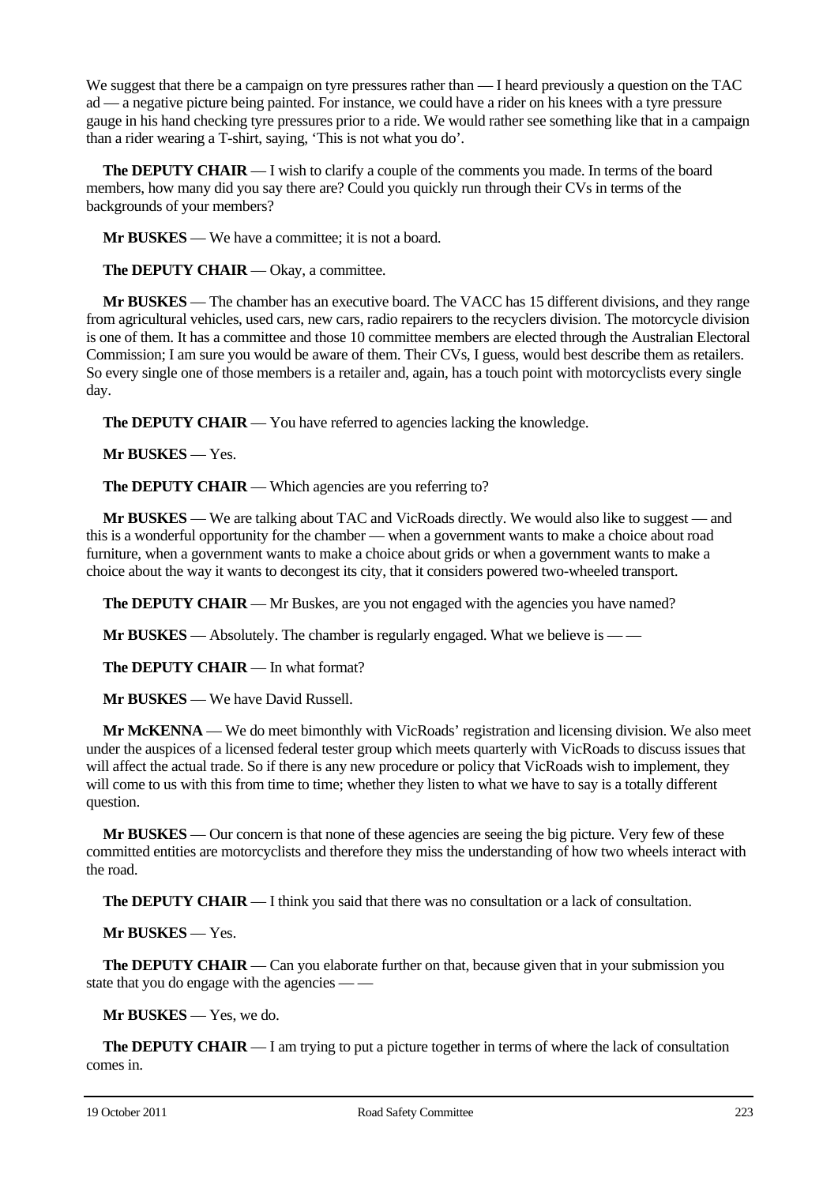We suggest that there be a campaign on tyre pressures rather than — I heard previously a question on the TAC ad — a negative picture being painted. For instance, we could have a rider on his knees with a tyre pressure gauge in his hand checking tyre pressures prior to a ride. We would rather see something like that in a campaign than a rider wearing a T-shirt, saying, 'This is not what you do'.

**The DEPUTY CHAIR** — I wish to clarify a couple of the comments you made. In terms of the board members, how many did you say there are? Could you quickly run through their CVs in terms of the backgrounds of your members?

**Mr BUSKES** — We have a committee; it is not a board.

**The DEPUTY CHAIR** — Okay, a committee.

**Mr BUSKES** — The chamber has an executive board. The VACC has 15 different divisions, and they range from agricultural vehicles, used cars, new cars, radio repairers to the recyclers division. The motorcycle division is one of them. It has a committee and those 10 committee members are elected through the Australian Electoral Commission; I am sure you would be aware of them. Their CVs, I guess, would best describe them as retailers. So every single one of those members is a retailer and, again, has a touch point with motorcyclists every single day.

**The DEPUTY CHAIR** — You have referred to agencies lacking the knowledge.

**Mr BUSKES** — Yes.

**The DEPUTY CHAIR** — Which agencies are you referring to?

**Mr BUSKES** — We are talking about TAC and VicRoads directly. We would also like to suggest — and this is a wonderful opportunity for the chamber — when a government wants to make a choice about road furniture, when a government wants to make a choice about grids or when a government wants to make a choice about the way it wants to decongest its city, that it considers powered two-wheeled transport.

**The DEPUTY CHAIR** — Mr Buskes, are you not engaged with the agencies you have named?

**Mr BUSKES** — Absolutely. The chamber is regularly engaged. What we believe is — —

**The DEPUTY CHAIR** — In what format?

**Mr BUSKES** — We have David Russell.

**Mr McKENNA** — We do meet bimonthly with VicRoads' registration and licensing division. We also meet under the auspices of a licensed federal tester group which meets quarterly with VicRoads to discuss issues that will affect the actual trade. So if there is any new procedure or policy that VicRoads wish to implement, they will come to us with this from time to time; whether they listen to what we have to say is a totally different question.

**Mr BUSKES** — Our concern is that none of these agencies are seeing the big picture. Very few of these committed entities are motorcyclists and therefore they miss the understanding of how two wheels interact with the road.

**The DEPUTY CHAIR** — I think you said that there was no consultation or a lack of consultation.

**Mr BUSKES** — Yes.

**The DEPUTY CHAIR** — Can you elaborate further on that, because given that in your submission you state that you do engage with the agencies — —

**Mr BUSKES** — Yes, we do.

**The DEPUTY CHAIR** — I am trying to put a picture together in terms of where the lack of consultation comes in.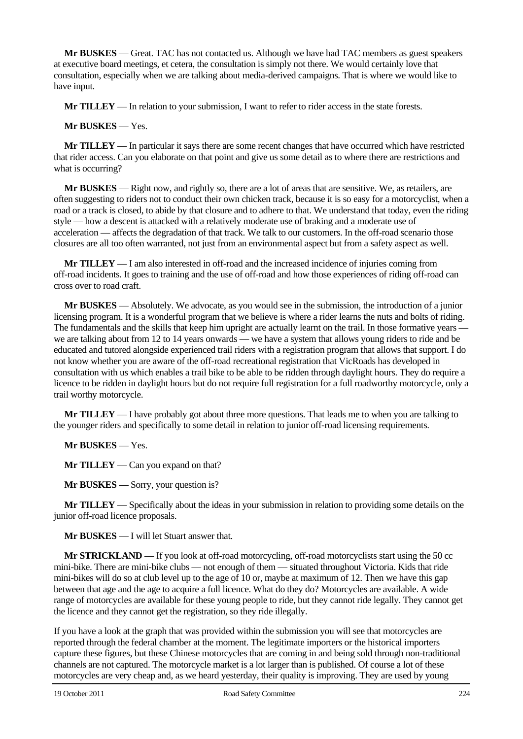**Mr BUSKES** — Great. TAC has not contacted us. Although we have had TAC members as guest speakers at executive board meetings, et cetera, the consultation is simply not there. We would certainly love that consultation, especially when we are talking about media-derived campaigns. That is where we would like to have input.

**Mr TILLEY** — In relation to your submission, I want to refer to rider access in the state forests.

**Mr BUSKES** — Yes.

**Mr TILLEY** — In particular it says there are some recent changes that have occurred which have restricted that rider access. Can you elaborate on that point and give us some detail as to where there are restrictions and what is occurring?

**Mr BUSKES** — Right now, and rightly so, there are a lot of areas that are sensitive. We, as retailers, are often suggesting to riders not to conduct their own chicken track, because it is so easy for a motorcyclist, when a road or a track is closed, to abide by that closure and to adhere to that. We understand that today, even the riding style — how a descent is attacked with a relatively moderate use of braking and a moderate use of acceleration — affects the degradation of that track. We talk to our customers. In the off-road scenario those closures are all too often warranted, not just from an environmental aspect but from a safety aspect as well.

**Mr TILLEY** — I am also interested in off-road and the increased incidence of injuries coming from off-road incidents. It goes to training and the use of off-road and how those experiences of riding off-road can cross over to road craft.

**Mr BUSKES** — Absolutely. We advocate, as you would see in the submission, the introduction of a junior licensing program. It is a wonderful program that we believe is where a rider learns the nuts and bolts of riding. The fundamentals and the skills that keep him upright are actually learnt on the trail. In those formative years — we are talking about from 12 to 14 years onwards — we have a system that allows young riders to ride and be educated and tutored alongside experienced trail riders with a registration program that allows that support. I do not know whether you are aware of the off-road recreational registration that VicRoads has developed in consultation with us which enables a trail bike to be able to be ridden through daylight hours. They do require a licence to be ridden in daylight hours but do not require full registration for a full roadworthy motorcycle, only a trail worthy motorcycle.

**Mr TILLEY** — I have probably got about three more questions. That leads me to when you are talking to the younger riders and specifically to some detail in relation to junior off-road licensing requirements.

**Mr BUSKES** — Yes.

**Mr TILLEY** — Can you expand on that?

**Mr BUSKES** — Sorry, your question is?

**Mr TILLEY** — Specifically about the ideas in your submission in relation to providing some details on the junior off-road licence proposals.

**Mr BUSKES** — I will let Stuart answer that.

**Mr STRICKLAND** — If you look at off-road motorcycling, off-road motorcyclists start using the 50 cc mini-bike. There are mini-bike clubs — not enough of them — situated throughout Victoria. Kids that ride mini-bikes will do so at club level up to the age of 10 or, maybe at maximum of 12. Then we have this gap between that age and the age to acquire a full licence. What do they do? Motorcycles are available. A wide range of motorcycles are available for these young people to ride, but they cannot ride legally. They cannot get the licence and they cannot get the registration, so they ride illegally.

If you have a look at the graph that was provided within the submission you will see that motorcycles are reported through the federal chamber at the moment. The legitimate importers or the historical importers capture these figures, but these Chinese motorcycles that are coming in and being sold through non-traditional channels are not captured. The motorcycle market is a lot larger than is published. Of course a lot of these motorcycles are very cheap and, as we heard yesterday, their quality is improving. They are used by young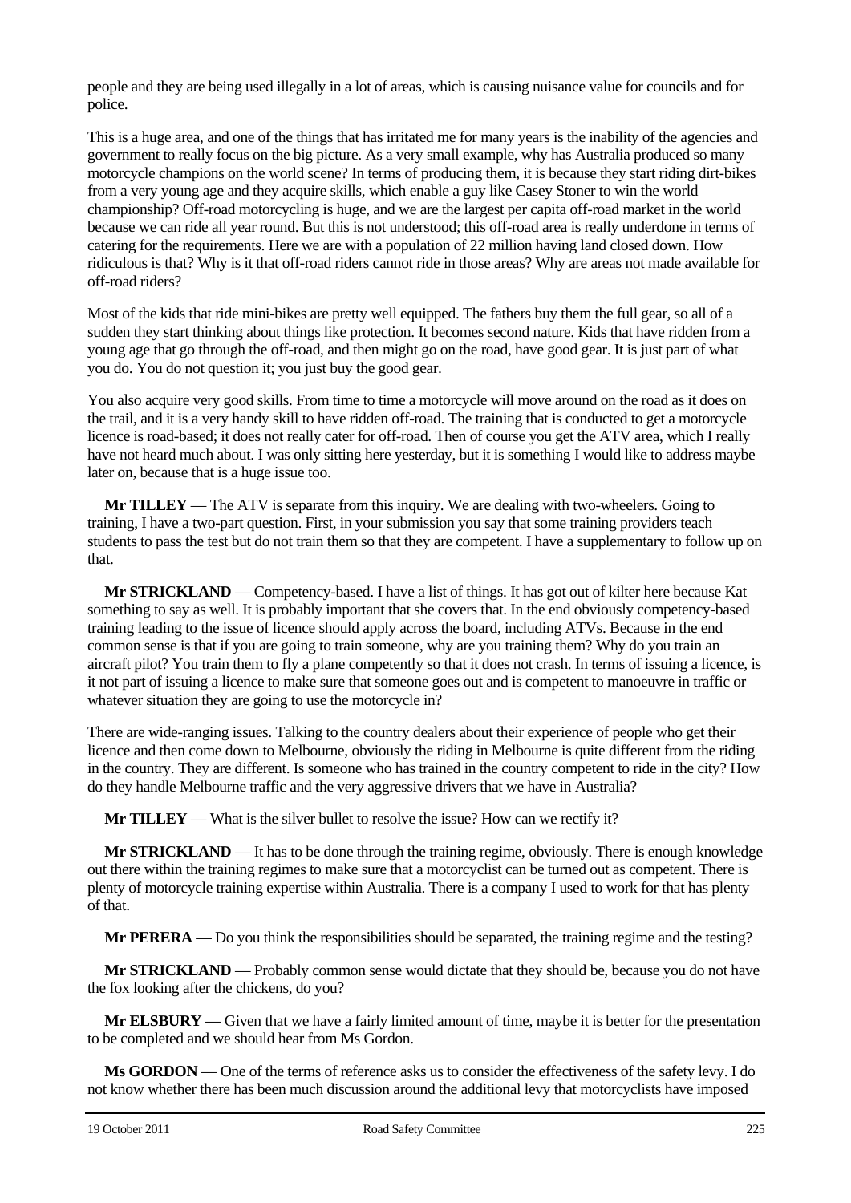people and they are being used illegally in a lot of areas, which is causing nuisance value for councils and for police.

This is a huge area, and one of the things that has irritated me for many years is the inability of the agencies and government to really focus on the big picture. As a very small example, why has Australia produced so many motorcycle champions on the world scene? In terms of producing them, it is because they start riding dirt-bikes from a very young age and they acquire skills, which enable a guy like Casey Stoner to win the world championship? Off-road motorcycling is huge, and we are the largest per capita off-road market in the world because we can ride all year round. But this is not understood; this off-road area is really underdone in terms of catering for the requirements. Here we are with a population of 22 million having land closed down. How ridiculous is that? Why is it that off-road riders cannot ride in those areas? Why are areas not made available for off-road riders?

Most of the kids that ride mini-bikes are pretty well equipped. The fathers buy them the full gear, so all of a sudden they start thinking about things like protection. It becomes second nature. Kids that have ridden from a young age that go through the off-road, and then might go on the road, have good gear. It is just part of what you do. You do not question it; you just buy the good gear.

You also acquire very good skills. From time to time a motorcycle will move around on the road as it does on the trail, and it is a very handy skill to have ridden off-road. The training that is conducted to get a motorcycle licence is road-based; it does not really cater for off-road. Then of course you get the ATV area, which I really have not heard much about. I was only sitting here yesterday, but it is something I would like to address maybe later on, because that is a huge issue too.

**Mr TILLEY** — The ATV is separate from this inquiry. We are dealing with two-wheelers. Going to training, I have a two-part question. First, in your submission you say that some training providers teach students to pass the test but do not train them so that they are competent. I have a supplementary to follow up on that.

**Mr STRICKLAND** — Competency-based. I have a list of things. It has got out of kilter here because Kat something to say as well. It is probably important that she covers that. In the end obviously competency-based training leading to the issue of licence should apply across the board, including ATVs. Because in the end common sense is that if you are going to train someone, why are you training them? Why do you train an aircraft pilot? You train them to fly a plane competently so that it does not crash. In terms of issuing a licence, is it not part of issuing a licence to make sure that someone goes out and is competent to manoeuvre in traffic or whatever situation they are going to use the motorcycle in?

There are wide-ranging issues. Talking to the country dealers about their experience of people who get their licence and then come down to Melbourne, obviously the riding in Melbourne is quite different from the riding in the country. They are different. Is someone who has trained in the country competent to ride in the city? How do they handle Melbourne traffic and the very aggressive drivers that we have in Australia?

**Mr TILLEY** — What is the silver bullet to resolve the issue? How can we rectify it?

**Mr STRICKLAND** — It has to be done through the training regime, obviously. There is enough knowledge out there within the training regimes to make sure that a motorcyclist can be turned out as competent. There is plenty of motorcycle training expertise within Australia. There is a company I used to work for that has plenty of that.

**Mr PERERA** — Do you think the responsibilities should be separated, the training regime and the testing?

**Mr STRICKLAND** — Probably common sense would dictate that they should be, because you do not have the fox looking after the chickens, do you?

**Mr ELSBURY** — Given that we have a fairly limited amount of time, maybe it is better for the presentation to be completed and we should hear from Ms Gordon.

**Ms GORDON** — One of the terms of reference asks us to consider the effectiveness of the safety levy. I do not know whether there has been much discussion around the additional levy that motorcyclists have imposed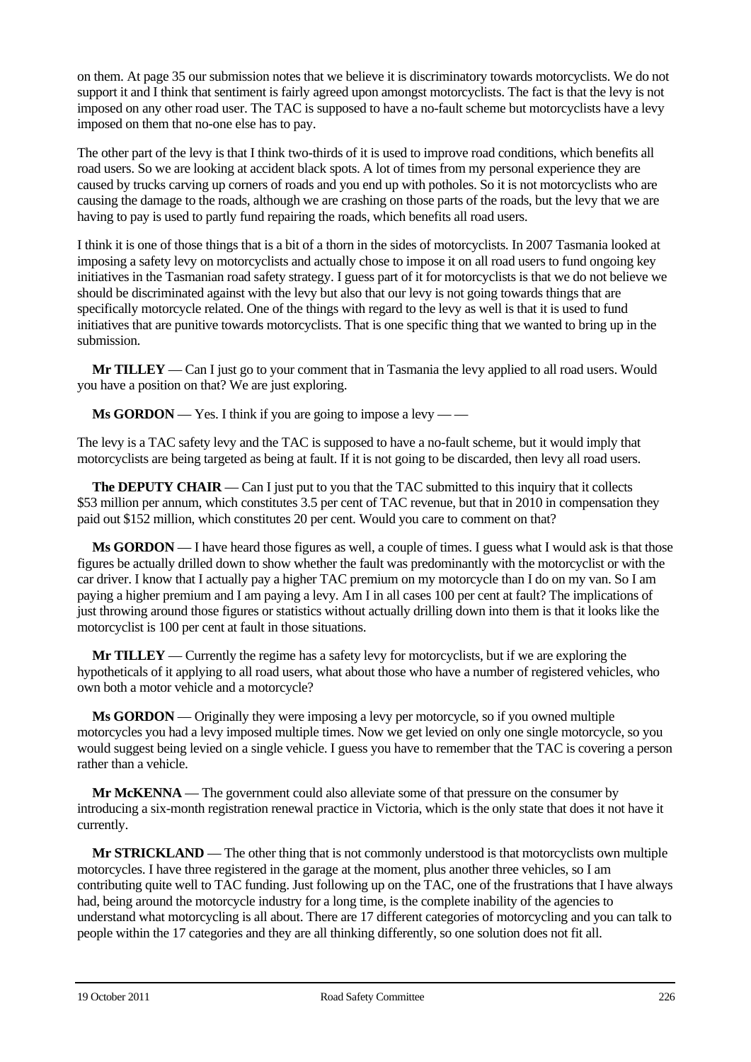on them. At page 35 our submission notes that we believe it is discriminatory towards motorcyclists. We do not support it and I think that sentiment is fairly agreed upon amongst motorcyclists. The fact is that the levy is not imposed on any other road user. The TAC is supposed to have a no-fault scheme but motorcyclists have a levy imposed on them that no-one else has to pay.

The other part of the levy is that I think two-thirds of it is used to improve road conditions, which benefits all road users. So we are looking at accident black spots. A lot of times from my personal experience they are caused by trucks carving up corners of roads and you end up with potholes. So it is not motorcyclists who are causing the damage to the roads, although we are crashing on those parts of the roads, but the levy that we are having to pay is used to partly fund repairing the roads, which benefits all road users.

I think it is one of those things that is a bit of a thorn in the sides of motorcyclists. In 2007 Tasmania looked at imposing a safety levy on motorcyclists and actually chose to impose it on all road users to fund ongoing key initiatives in the Tasmanian road safety strategy. I guess part of it for motorcyclists is that we do not believe we should be discriminated against with the levy but also that our levy is not going towards things that are specifically motorcycle related. One of the things with regard to the levy as well is that it is used to fund initiatives that are punitive towards motorcyclists. That is one specific thing that we wanted to bring up in the submission.

**Mr TILLEY** — Can I just go to your comment that in Tasmania the levy applied to all road users. Would you have a position on that? We are just exploring.

**Ms GORDON** — Yes. I think if you are going to impose a levy — —

The levy is a TAC safety levy and the TAC is supposed to have a no-fault scheme, but it would imply that motorcyclists are being targeted as being at fault. If it is not going to be discarded, then levy all road users.

**The DEPUTY CHAIR** — Can I just put to you that the TAC submitted to this inquiry that it collects \$53 million per annum, which constitutes 3.5 per cent of TAC revenue, but that in 2010 in compensation they paid out \$152 million, which constitutes 20 per cent. Would you care to comment on that?

**Ms GORDON** — I have heard those figures as well, a couple of times. I guess what I would ask is that those figures be actually drilled down to show whether the fault was predominantly with the motorcyclist or with the car driver. I know that I actually pay a higher TAC premium on my motorcycle than I do on my van. So I am paying a higher premium and I am paying a levy. Am I in all cases 100 per cent at fault? The implications of just throwing around those figures or statistics without actually drilling down into them is that it looks like the motorcyclist is 100 per cent at fault in those situations.

**Mr TILLEY** — Currently the regime has a safety levy for motorcyclists, but if we are exploring the hypotheticals of it applying to all road users, what about those who have a number of registered vehicles, who own both a motor vehicle and a motorcycle?

**Ms GORDON** — Originally they were imposing a levy per motorcycle, so if you owned multiple motorcycles you had a levy imposed multiple times. Now we get levied on only one single motorcycle, so you would suggest being levied on a single vehicle. I guess you have to remember that the TAC is covering a person rather than a vehicle.

**Mr McKENNA** — The government could also alleviate some of that pressure on the consumer by introducing a six-month registration renewal practice in Victoria, which is the only state that does it not have it currently.

**Mr STRICKLAND** — The other thing that is not commonly understood is that motorcyclists own multiple motorcycles. I have three registered in the garage at the moment, plus another three vehicles, so I am contributing quite well to TAC funding. Just following up on the TAC, one of the frustrations that I have always had, being around the motorcycle industry for a long time, is the complete inability of the agencies to understand what motorcycling is all about. There are 17 different categories of motorcycling and you can talk to people within the 17 categories and they are all thinking differently, so one solution does not fit all.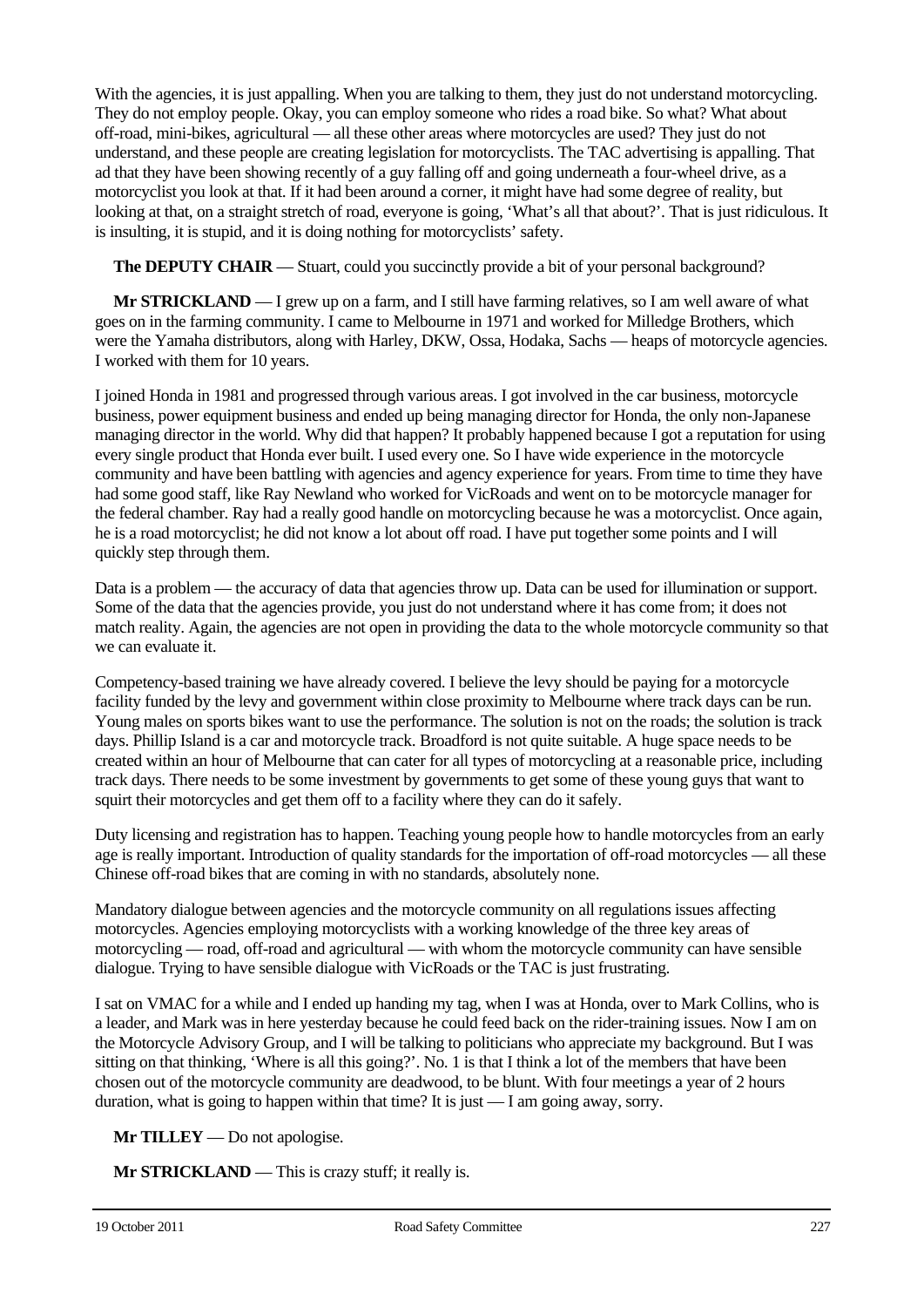With the agencies, it is just appalling. When you are talking to them, they just do not understand motorcycling. They do not employ people. Okay, you can employ someone who rides a road bike. So what? What about off-road, mini-bikes, agricultural — all these other areas where motorcycles are used? They just do not understand, and these people are creating legislation for motorcyclists. The TAC advertising is appalling. That ad that they have been showing recently of a guy falling off and going underneath a four-wheel drive, as a motorcyclist you look at that. If it had been around a corner, it might have had some degree of reality, but looking at that, on a straight stretch of road, everyone is going, 'What's all that about?'. That is just ridiculous. It is insulting, it is stupid, and it is doing nothing for motorcyclists' safety.

**The DEPUTY CHAIR** — Stuart, could you succinctly provide a bit of your personal background?

**Mr STRICKLAND** — I grew up on a farm, and I still have farming relatives, so I am well aware of what goes on in the farming community. I came to Melbourne in 1971 and worked for Milledge Brothers, which were the Yamaha distributors, along with Harley, DKW, Ossa, Hodaka, Sachs — heaps of motorcycle agencies. I worked with them for 10 years.

I joined Honda in 1981 and progressed through various areas. I got involved in the car business, motorcycle business, power equipment business and ended up being managing director for Honda, the only non-Japanese managing director in the world. Why did that happen? It probably happened because I got a reputation for using every single product that Honda ever built. I used every one. So I have wide experience in the motorcycle community and have been battling with agencies and agency experience for years. From time to time they have had some good staff, like Ray Newland who worked for VicRoads and went on to be motorcycle manager for the federal chamber. Ray had a really good handle on motorcycling because he was a motorcyclist. Once again, he is a road motorcyclist; he did not know a lot about off road. I have put together some points and I will quickly step through them.

Data is a problem — the accuracy of data that agencies throw up. Data can be used for illumination or support. Some of the data that the agencies provide, you just do not understand where it has come from; it does not match reality. Again, the agencies are not open in providing the data to the whole motorcycle community so that we can evaluate it.

Competency-based training we have already covered. I believe the levy should be paying for a motorcycle facility funded by the levy and government within close proximity to Melbourne where track days can be run. Young males on sports bikes want to use the performance. The solution is not on the roads; the solution is track days. Phillip Island is a car and motorcycle track. Broadford is not quite suitable. A huge space needs to be created within an hour of Melbourne that can cater for all types of motorcycling at a reasonable price, including track days. There needs to be some investment by governments to get some of these young guys that want to squirt their motorcycles and get them off to a facility where they can do it safely.

Duty licensing and registration has to happen. Teaching young people how to handle motorcycles from an early age is really important. Introduction of quality standards for the importation of off-road motorcycles — all these Chinese off-road bikes that are coming in with no standards, absolutely none.

Mandatory dialogue between agencies and the motorcycle community on all regulations issues affecting motorcycles. Agencies employing motorcyclists with a working knowledge of the three key areas of motorcycling — road, off-road and agricultural — with whom the motorcycle community can have sensible dialogue. Trying to have sensible dialogue with VicRoads or the TAC is just frustrating.

I sat on VMAC for a while and I ended up handing my tag, when I was at Honda, over to Mark Collins, who is a leader, and Mark was in here yesterday because he could feed back on the rider-training issues. Now I am on the Motorcycle Advisory Group, and I will be talking to politicians who appreciate my background. But I was sitting on that thinking, 'Where is all this going?'. No. 1 is that I think a lot of the members that have been chosen out of the motorcycle community are deadwood, to be blunt. With four meetings a year of 2 hours duration, what is going to happen within that time? It is just — I am going away, sorry.

**Mr TILLEY** — Do not apologise.

**Mr STRICKLAND** — This is crazy stuff; it really is.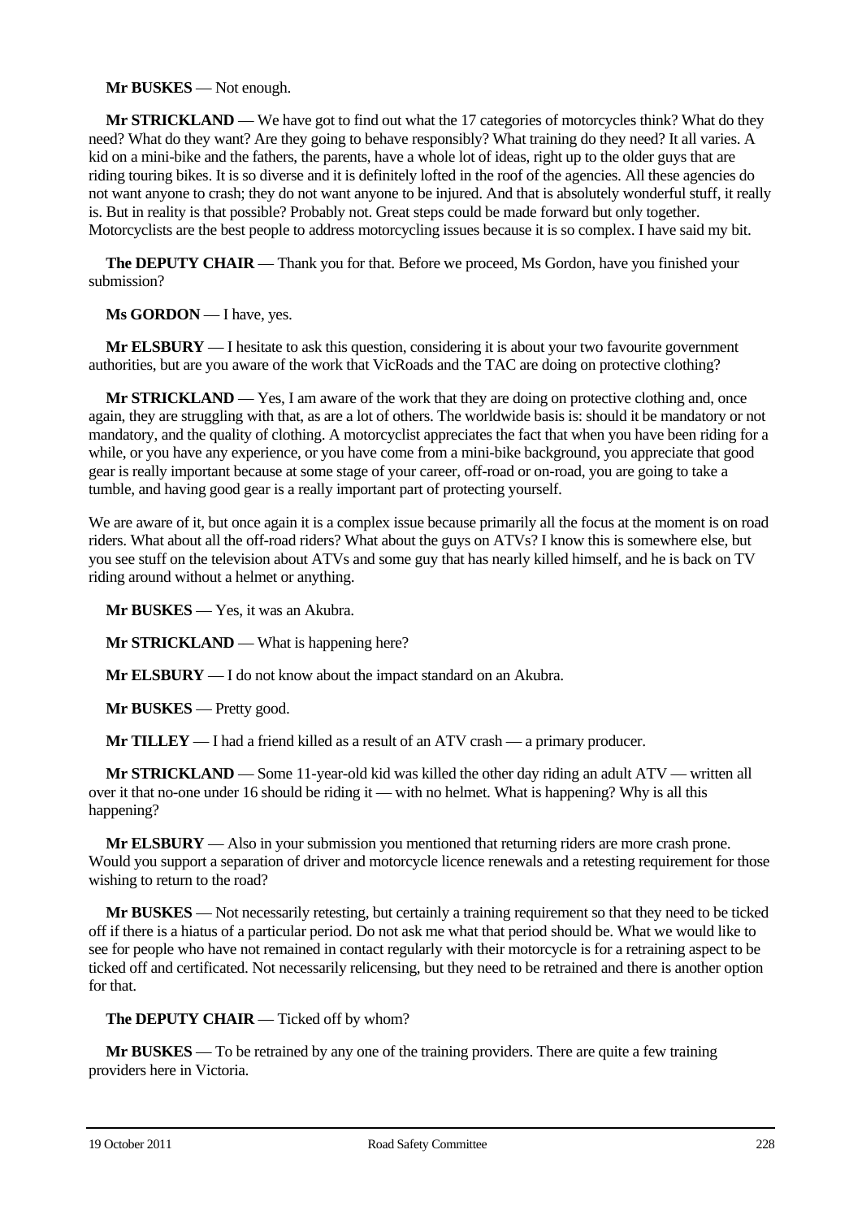**Mr BUSKES** — Not enough.

**Mr STRICKLAND** — We have got to find out what the 17 categories of motorcycles think? What do they need? What do they want? Are they going to behave responsibly? What training do they need? It all varies. A kid on a mini-bike and the fathers, the parents, have a whole lot of ideas, right up to the older guys that are riding touring bikes. It is so diverse and it is definitely lofted in the roof of the agencies. All these agencies do not want anyone to crash; they do not want anyone to be injured. And that is absolutely wonderful stuff, it really is. But in reality is that possible? Probably not. Great steps could be made forward but only together. Motorcyclists are the best people to address motorcycling issues because it is so complex. I have said my bit.

**The DEPUTY CHAIR** — Thank you for that. Before we proceed, Ms Gordon, have you finished your submission?

**Ms GORDON** — I have, yes.

**Mr ELSBURY** — I hesitate to ask this question, considering it is about your two favourite government authorities, but are you aware of the work that VicRoads and the TAC are doing on protective clothing?

**Mr STRICKLAND** — Yes, I am aware of the work that they are doing on protective clothing and, once again, they are struggling with that, as are a lot of others. The worldwide basis is: should it be mandatory or not mandatory, and the quality of clothing. A motorcyclist appreciates the fact that when you have been riding for a while, or you have any experience, or you have come from a mini-bike background, you appreciate that good gear is really important because at some stage of your career, off-road or on-road, you are going to take a tumble, and having good gear is a really important part of protecting yourself.

We are aware of it, but once again it is a complex issue because primarily all the focus at the moment is on road riders. What about all the off-road riders? What about the guys on ATVs? I know this is somewhere else, but you see stuff on the television about ATVs and some guy that has nearly killed himself, and he is back on TV riding around without a helmet or anything.

**Mr BUSKES** — Yes, it was an Akubra.

**Mr STRICKLAND** — What is happening here?

**Mr ELSBURY** — I do not know about the impact standard on an Akubra.

**Mr BUSKES** — Pretty good.

**Mr TILLEY** — I had a friend killed as a result of an ATV crash — a primary producer.

**Mr STRICKLAND** — Some 11-year-old kid was killed the other day riding an adult ATV — written all over it that no-one under 16 should be riding it — with no helmet. What is happening? Why is all this happening?

**Mr ELSBURY** — Also in your submission you mentioned that returning riders are more crash prone. Would you support a separation of driver and motorcycle licence renewals and a retesting requirement for those wishing to return to the road?

**Mr BUSKES** — Not necessarily retesting, but certainly a training requirement so that they need to be ticked off if there is a hiatus of a particular period. Do not ask me what that period should be. What we would like to see for people who have not remained in contact regularly with their motorcycle is for a retraining aspect to be ticked off and certificated. Not necessarily relicensing, but they need to be retrained and there is another option for that.

**The DEPUTY CHAIR** — Ticked off by whom?

**Mr BUSKES** — To be retrained by any one of the training providers. There are quite a few training providers here in Victoria.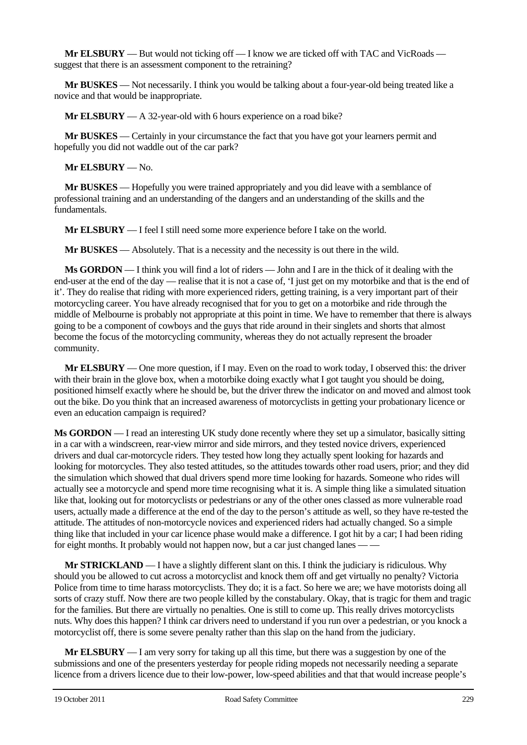**Mr ELSBURY** — But would not ticking off — I know we are ticked off with TAC and VicRoads — suggest that there is an assessment component to the retraining?

**Mr BUSKES** — Not necessarily. I think you would be talking about a four-year-old being treated like a novice and that would be inappropriate.

**Mr ELSBURY** — A 32-year-old with 6 hours experience on a road bike?

**Mr BUSKES** — Certainly in your circumstance the fact that you have got your learners permit and hopefully you did not waddle out of the car park?

**Mr ELSBURY** — No.

**Mr BUSKES** — Hopefully you were trained appropriately and you did leave with a semblance of professional training and an understanding of the dangers and an understanding of the skills and the fundamentals.

**Mr ELSBURY** — I feel I still need some more experience before I take on the world.

**Mr BUSKES** — Absolutely. That is a necessity and the necessity is out there in the wild.

**Ms GORDON** — I think you will find a lot of riders — John and I are in the thick of it dealing with the end-user at the end of the day — realise that it is not a case of, 'I just get on my motorbike and that is the end of it'. They do realise that riding with more experienced riders, getting training, is a very important part of their motorcycling career. You have already recognised that for you to get on a motorbike and ride through the middle of Melbourne is probably not appropriate at this point in time. We have to remember that there is always going to be a component of cowboys and the guys that ride around in their singlets and shorts that almost become the focus of the motorcycling community, whereas they do not actually represent the broader community.

**Mr ELSBURY** — One more question, if I may. Even on the road to work today, I observed this: the driver with their brain in the glove box, when a motorbike doing exactly what I got taught you should be doing, positioned himself exactly where he should be, but the driver threw the indicator on and moved and almost took out the bike. Do you think that an increased awareness of motorcyclists in getting your probationary licence or even an education campaign is required?

**Ms GORDON** — I read an interesting UK study done recently where they set up a simulator, basically sitting in a car with a windscreen, rear-view mirror and side mirrors, and they tested novice drivers, experienced drivers and dual car-motorcycle riders. They tested how long they actually spent looking for hazards and looking for motorcycles. They also tested attitudes, so the attitudes towards other road users, prior; and they did the simulation which showed that dual drivers spend more time looking for hazards. Someone who rides will actually see a motorcycle and spend more time recognising what it is. A simple thing like a simulated situation like that, looking out for motorcyclists or pedestrians or any of the other ones classed as more vulnerable road users, actually made a difference at the end of the day to the person's attitude as well, so they have re-tested the attitude. The attitudes of non-motorcycle novices and experienced riders had actually changed. So a simple thing like that included in your car licence phase would make a difference. I got hit by a car; I had been riding for eight months. It probably would not happen now, but a car just changed lanes — —

**Mr STRICKLAND** — I have a slightly different slant on this. I think the judiciary is ridiculous. Why should you be allowed to cut across a motorcyclist and knock them off and get virtually no penalty? Victoria Police from time to time harass motorcyclists. They do; it is a fact. So here we are; we have motorists doing all sorts of crazy stuff. Now there are two people killed by the constabulary. Okay, that is tragic for them and tragic for the families. But there are virtually no penalties. One is still to come up. This really drives motorcyclists nuts. Why does this happen? I think car drivers need to understand if you run over a pedestrian, or you knock a motorcyclist off, there is some severe penalty rather than this slap on the hand from the judiciary.

**Mr ELSBURY** — I am very sorry for taking up all this time, but there was a suggestion by one of the submissions and one of the presenters yesterday for people riding mopeds not necessarily needing a separate licence from a drivers licence due to their low-power, low-speed abilities and that that would increase people's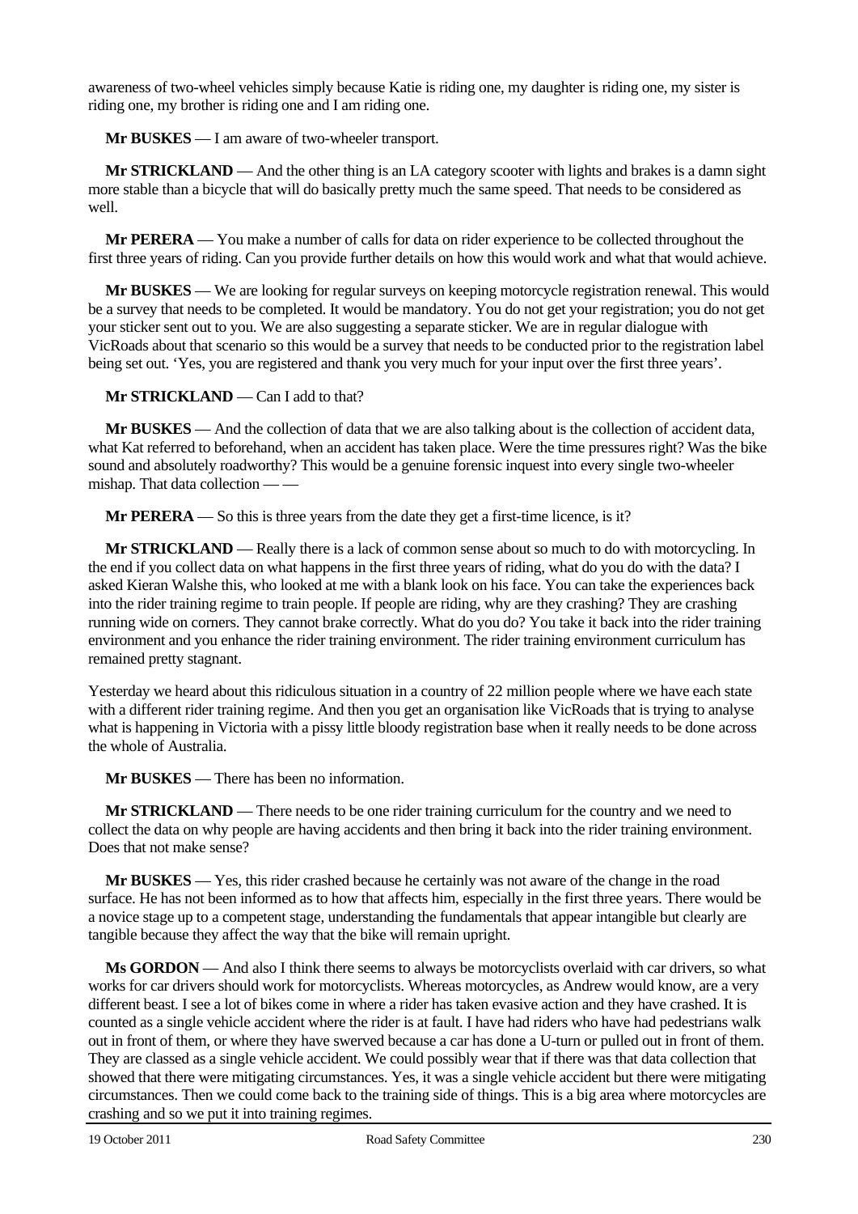awareness of two-wheel vehicles simply because Katie is riding one, my daughter is riding one, my sister is riding one, my brother is riding one and I am riding one.

**Mr BUSKES** — I am aware of two-wheeler transport.

**Mr STRICKLAND** — And the other thing is an LA category scooter with lights and brakes is a damn sight more stable than a bicycle that will do basically pretty much the same speed. That needs to be considered as well.

**Mr PERERA** — You make a number of calls for data on rider experience to be collected throughout the first three years of riding. Can you provide further details on how this would work and what that would achieve.

**Mr BUSKES** — We are looking for regular surveys on keeping motorcycle registration renewal. This would be a survey that needs to be completed. It would be mandatory. You do not get your registration; you do not get your sticker sent out to you. We are also suggesting a separate sticker. We are in regular dialogue with VicRoads about that scenario so this would be a survey that needs to be conducted prior to the registration label being set out. 'Yes, you are registered and thank you very much for your input over the first three years'.

**Mr STRICKLAND** — Can I add to that?

**Mr BUSKES** — And the collection of data that we are also talking about is the collection of accident data, what Kat referred to beforehand, when an accident has taken place. Were the time pressures right? Was the bike sound and absolutely roadworthy? This would be a genuine forensic inquest into every single two-wheeler mishap. That data collection — —

**Mr PERERA** — So this is three years from the date they get a first-time licence, is it?

**Mr STRICKLAND** — Really there is a lack of common sense about so much to do with motorcycling. In the end if you collect data on what happens in the first three years of riding, what do you do with the data? I asked Kieran Walshe this, who looked at me with a blank look on his face. You can take the experiences back into the rider training regime to train people. If people are riding, why are they crashing? They are crashing running wide on corners. They cannot brake correctly. What do you do? You take it back into the rider training environment and you enhance the rider training environment. The rider training environment curriculum has remained pretty stagnant.

Yesterday we heard about this ridiculous situation in a country of 22 million people where we have each state with a different rider training regime. And then you get an organisation like VicRoads that is trying to analyse what is happening in Victoria with a pissy little bloody registration base when it really needs to be done across the whole of Australia.

**Mr BUSKES** — There has been no information.

**Mr STRICKLAND** — There needs to be one rider training curriculum for the country and we need to collect the data on why people are having accidents and then bring it back into the rider training environment. Does that not make sense?

**Mr BUSKES** — Yes, this rider crashed because he certainly was not aware of the change in the road surface. He has not been informed as to how that affects him, especially in the first three years. There would be a novice stage up to a competent stage, understanding the fundamentals that appear intangible but clearly are tangible because they affect the way that the bike will remain upright.

**Ms GORDON** — And also I think there seems to always be motorcyclists overlaid with car drivers, so what works for car drivers should work for motorcyclists. Whereas motorcycles, as Andrew would know, are a very different beast. I see a lot of bikes come in where a rider has taken evasive action and they have crashed. It is counted as a single vehicle accident where the rider is at fault. I have had riders who have had pedestrians walk out in front of them, or where they have swerved because a car has done a U-turn or pulled out in front of them. They are classed as a single vehicle accident. We could possibly wear that if there was that data collection that showed that there were mitigating circumstances. Yes, it was a single vehicle accident but there were mitigating circumstances. Then we could come back to the training side of things. This is a big area where motorcycles are crashing and so we put it into training regimes.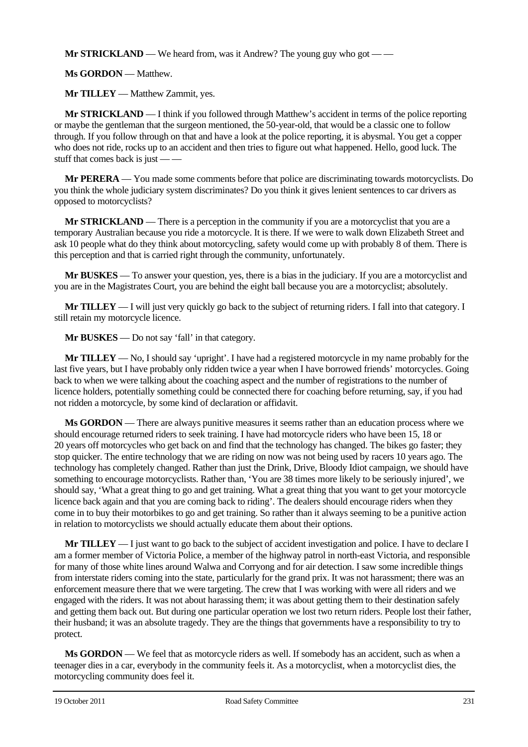**Mr STRICKLAND** — We heard from, was it Andrew? The young guy who got — —

**Ms GORDON** — Matthew.

**Mr TILLEY** — Matthew Zammit, yes.

**Mr STRICKLAND** — I think if you followed through Matthew's accident in terms of the police reporting or maybe the gentleman that the surgeon mentioned, the 50-year-old, that would be a classic one to follow through. If you follow through on that and have a look at the police reporting, it is abysmal. You get a copper who does not ride, rocks up to an accident and then tries to figure out what happened. Hello, good luck. The stuff that comes back is just — —

**Mr PERERA** — You made some comments before that police are discriminating towards motorcyclists. Do you think the whole judiciary system discriminates? Do you think it gives lenient sentences to car drivers as opposed to motorcyclists?

**Mr STRICKLAND** — There is a perception in the community if you are a motorcyclist that you are a temporary Australian because you ride a motorcycle. It is there. If we were to walk down Elizabeth Street and ask 10 people what do they think about motorcycling, safety would come up with probably 8 of them. There is this perception and that is carried right through the community, unfortunately.

**Mr BUSKES** — To answer your question, yes, there is a bias in the judiciary. If you are a motorcyclist and you are in the Magistrates Court, you are behind the eight ball because you are a motorcyclist; absolutely.

**Mr TILLEY** — I will just very quickly go back to the subject of returning riders. I fall into that category. I still retain my motorcycle licence.

**Mr BUSKES** — Do not say 'fall' in that category.

**Mr TILLEY** — No, I should say 'upright'. I have had a registered motorcycle in my name probably for the last five years, but I have probably only ridden twice a year when I have borrowed friends' motorcycles. Going back to when we were talking about the coaching aspect and the number of registrations to the number of licence holders, potentially something could be connected there for coaching before returning, say, if you had not ridden a motorcycle, by some kind of declaration or affidavit.

**Ms GORDON** — There are always punitive measures it seems rather than an education process where we should encourage returned riders to seek training. I have had motorcycle riders who have been 15, 18 or 20 years off motorcycles who get back on and find that the technology has changed. The bikes go faster; they stop quicker. The entire technology that we are riding on now was not being used by racers 10 years ago. The technology has completely changed. Rather than just the Drink, Drive, Bloody Idiot campaign, we should have something to encourage motorcyclists. Rather than, 'You are 38 times more likely to be seriously injured', we should say, 'What a great thing to go and get training. What a great thing that you want to get your motorcycle licence back again and that you are coming back to riding'. The dealers should encourage riders when they come in to buy their motorbikes to go and get training. So rather than it always seeming to be a punitive action in relation to motorcyclists we should actually educate them about their options.

**Mr TILLEY** — I just want to go back to the subject of accident investigation and police. I have to declare I am a former member of Victoria Police, a member of the highway patrol in north-east Victoria, and responsible for many of those white lines around Walwa and Corryong and for air detection. I saw some incredible things from interstate riders coming into the state, particularly for the grand prix. It was not harassment; there was an enforcement measure there that we were targeting. The crew that I was working with were all riders and we engaged with the riders. It was not about harassing them; it was about getting them to their destination safely and getting them back out. But during one particular operation we lost two return riders. People lost their father, their husband; it was an absolute tragedy. They are the things that governments have a responsibility to try to protect.

**Ms GORDON** — We feel that as motorcycle riders as well. If somebody has an accident, such as when a teenager dies in a car, everybody in the community feels it. As a motorcyclist, when a motorcyclist dies, the motorcycling community does feel it.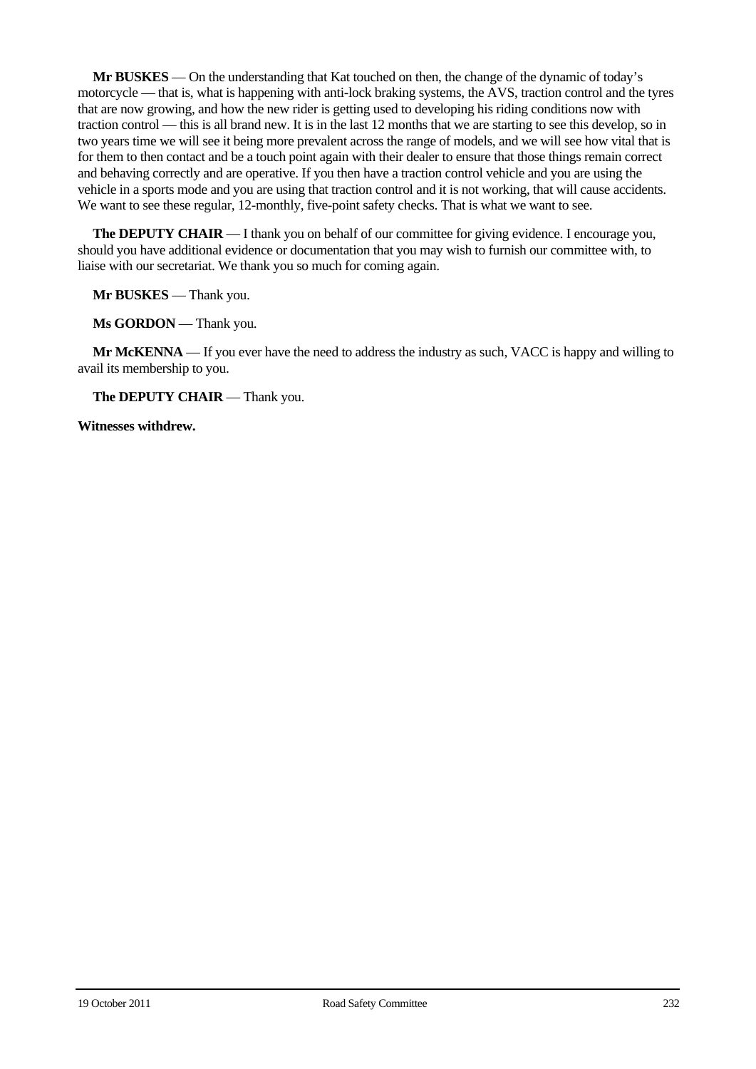**Mr BUSKES** — On the understanding that Kat touched on then, the change of the dynamic of today's motorcycle — that is, what is happening with anti-lock braking systems, the AVS, traction control and the tyres that are now growing, and how the new rider is getting used to developing his riding conditions now with traction control — this is all brand new. It is in the last 12 months that we are starting to see this develop, so in two years time we will see it being more prevalent across the range of models, and we will see how vital that is for them to then contact and be a touch point again with their dealer to ensure that those things remain correct and behaving correctly and are operative. If you then have a traction control vehicle and you are using the vehicle in a sports mode and you are using that traction control and it is not working, that will cause accidents. We want to see these regular, 12-monthly, five-point safety checks. That is what we want to see.

**The DEPUTY CHAIR** — I thank you on behalf of our committee for giving evidence. I encourage you, should you have additional evidence or documentation that you may wish to furnish our committee with, to liaise with our secretariat. We thank you so much for coming again.

**Mr BUSKES** — Thank you.

**Ms GORDON** — Thank you.

**Mr McKENNA** — If you ever have the need to address the industry as such, VACC is happy and willing to avail its membership to you.

**The DEPUTY CHAIR** — Thank you.

**Witnesses withdrew.**